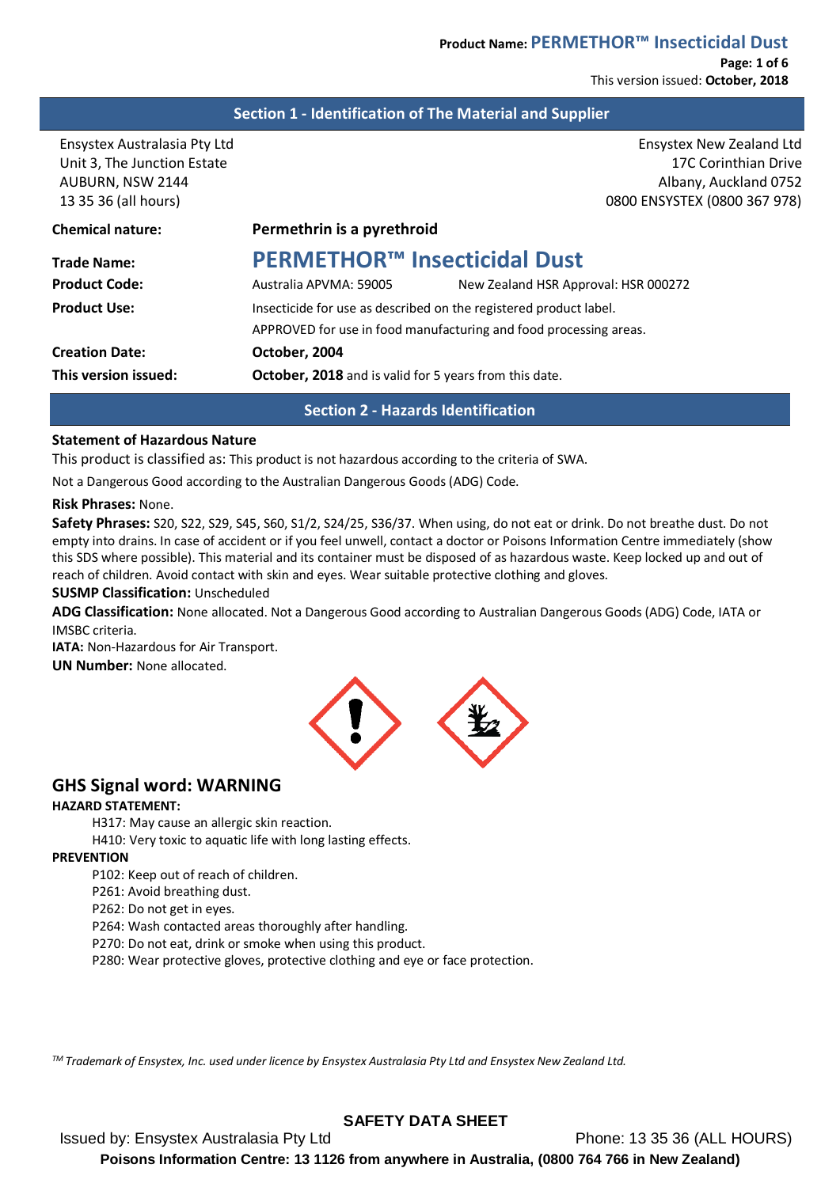## Section 1 - Identification of The Material and Supplier

Ensystex Australasia Pty Ltd
Unit 3, The Junction Estate
AUBURN, NSW 2144
13 35 36 (all hours)

Ensystex New Zealand Ltd
17C Corinthian Drive
Albany, Auckland 0752
0800 ENSYSTEX (0800 367 978)

**Chemical nature:** **Permethrin is a pyrethroid**

**Trade Name:** **PERMETHOR™ Insecticidal Dust**

**Product Code:** Australia APVMA: 59005 New Zealand HSR Approval: HSR 000272

**Product Use:** Insecticide for use as described on the registered product label.
APPROVED for use in food manufacturing and food processing areas.

**Creation Date:** **October, 2004**

**This version issued:** **October, 2018** and is valid for 5 years from this date.

## Section 2 - Hazards Identification

**Statement of Hazardous Nature**

This product is classified as: This product is not hazardous according to the criteria of SWA.

Not a Dangerous Good according to the Australian Dangerous Goods (ADG) Code.

**Risk Phrases:** None.

**Safety Phrases:** S20, S22, S29, S45, S60, S1/2, S24/25, S36/37. When using, do not eat or drink. Do not breathe dust. Do not empty into drains. In case of accident or if you feel unwell, contact a doctor or Poisons Information Centre immediately (show this SDS where possible). This material and its container must be disposed of as hazardous waste. Keep locked up and out of reach of children. Avoid contact with skin and eyes. Wear suitable protective clothing and gloves.

**SUSMP Classification:** Unscheduled

**ADG Classification:** None allocated. Not a Dangerous Good according to Australian Dangerous Goods (ADG) Code, IATA or IMSBC criteria.

**IATA:** Non-Hazardous for Air Transport.

**UN Number:** None allocated.

### GHS Signal word: WARNING

**HAZARD STATEMENT:**

- H317: May cause an allergic skin reaction.
- H410: Very toxic to aquatic life with long lasting effects.

**PREVENTION**

- P102: Keep out of reach of children.
- P261: Avoid breathing dust.
- P262: Do not get in eyes.
- P264: Wash contacted areas thoroughly after handling.
- P270: Do not eat, drink or smoke when using this product.
- P280: Wear protective gloves, protective clothing and eye or face protection.

*TM Trademark of Ensystex, Inc. used under licence by Ensystex Australasia Pty Ltd and Ensystex New Zealand Ltd.*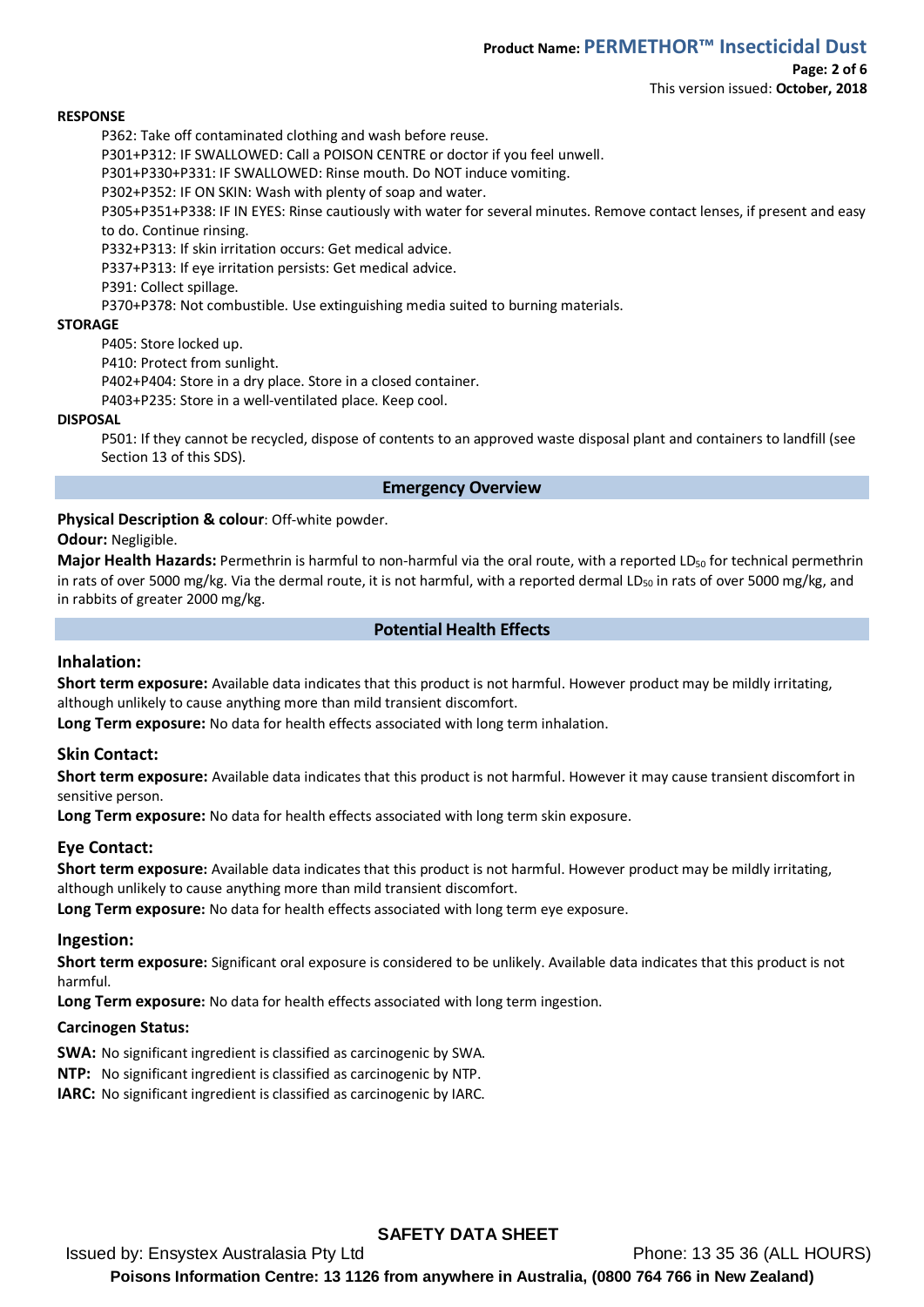**RESPONSE**

P362: Take off contaminated clothing and wash before reuse.
P301+P312: IF SWALLOWED: Call a POISON CENTRE or doctor if you feel unwell.
P301+P330+P331: IF SWALLOWED: Rinse mouth. Do NOT induce vomiting.
P302+P352: IF ON SKIN: Wash with plenty of soap and water.
P305+P351+P338: IF IN EYES: Rinse cautiously with water for several minutes. Remove contact lenses, if present and easy to do. Continue rinsing.
P332+P313: If skin irritation occurs: Get medical advice.
P337+P313: If eye irritation persists: Get medical advice.
P391: Collect spillage.
P370+P378: Not combustible. Use extinguishing media suited to burning materials.

**STORAGE**

P405: Store locked up.
P410: Protect from sunlight.
P402+P404: Store in a dry place. Store in a closed container.
P403+P235: Store in a well-ventilated place. Keep cool.

**DISPOSAL**

P501: If they cannot be recycled, dispose of contents to an approved waste disposal plant and containers to landfill (see Section 13 of this SDS).

## Emergency Overview

**Physical Description & colour**: Off-white powder.

**Odour:** Negligible.

**Major Health Hazards:** Permethrin is harmful to non-harmful via the oral route, with a reported $LD_{50}$ for technical permethrin in rats of over 5000 mg/kg. Via the dermal route, it is not harmful, with a reported dermal $LD_{50}$ in rats of over 5000 mg/kg, and in rabbits of greater 2000 mg/kg.

## Potential Health Effects

### Inhalation:

**Short term exposure:** Available data indicates that this product is not harmful. However product may be mildly irritating, although unlikely to cause anything more than mild transient discomfort.

**Long Term exposure:** No data for health effects associated with long term inhalation.

### Skin Contact:

**Short term exposure:** Available data indicates that this product is not harmful. However it may cause transient discomfort in sensitive person.

**Long Term exposure:** No data for health effects associated with long term skin exposure.

### Eye Contact:

**Short term exposure:** Available data indicates that this product is not harmful. However product may be mildly irritating, although unlikely to cause anything more than mild transient discomfort.

**Long Term exposure:** No data for health effects associated with long term eye exposure.

### Ingestion:

**Short term exposure:** Significant oral exposure is considered to be unlikely. Available data indicates that this product is not harmful.

**Long Term exposure:** No data for health effects associated with long term ingestion.

### Carcinogen Status:

**SWA:** No significant ingredient is classified as carcinogenic by SWA.

**NTP:** No significant ingredient is classified as carcinogenic by NTP.

**IARC:** No significant ingredient is classified as carcinogenic by IARC.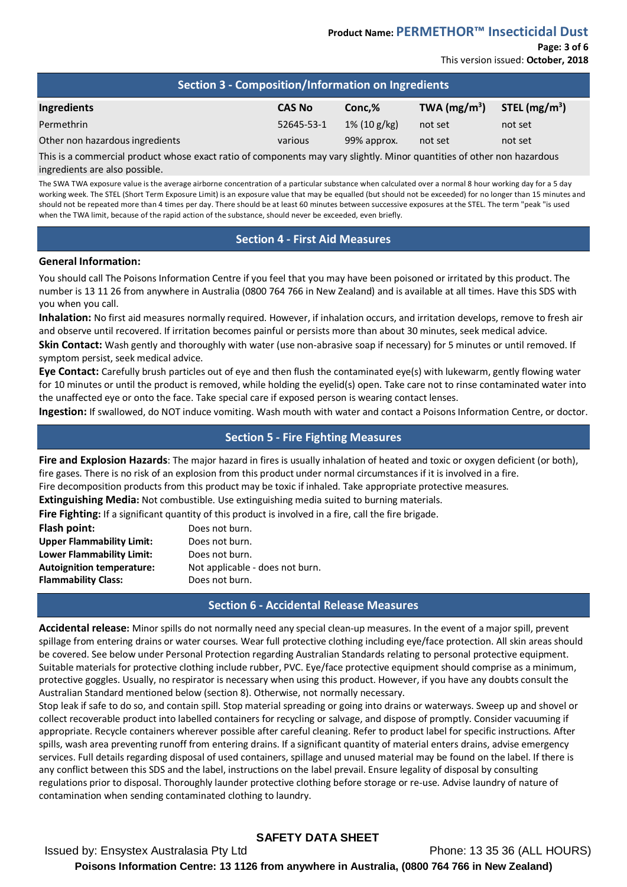## Section 3 - Composition/Information on Ingredients

| Ingredients | CAS No | Conc,% | TWA ($mg/m^3$) | STEL ($mg/m^3$) |
|---|---|---|---|---|
| Permethrin | 52645-53-1 | 1% (10 g/kg) | not set | not set |
| Other non hazardous ingredients | various | 99% approx. | not set | not set |

This is a commercial product whose exact ratio of components may vary slightly. Minor quantities of other non hazardous ingredients are also possible.

The SWA TWA exposure value is the average airborne concentration of a particular substance when calculated over a normal 8 hour working day for a 5 day working week. The STEL (Short Term Exposure Limit) is an exposure value that may be equalled (but should not be exceeded) for no longer than 15 minutes and should not be repeated more than 4 times per day. There should be at least 60 minutes between successive exposures at the STEL. The term "peak "is used when the TWA limit, because of the rapid action of the substance, should never be exceeded, even briefly.

## Section 4 - First Aid Measures

**General Information:**

You should call The Poisons Information Centre if you feel that you may have been poisoned or irritated by this product. The number is 13 11 26 from anywhere in Australia (0800 764 766 in New Zealand) and is available at all times. Have this SDS with you when you call.

**Inhalation:** No first aid measures normally required. However, if inhalation occurs, and irritation develops, remove to fresh air and observe until recovered. If irritation becomes painful or persists more than about 30 minutes, seek medical advice.

**Skin Contact:** Wash gently and thoroughly with water (use non-abrasive soap if necessary) for 5 minutes or until removed. If symptom persist, seek medical advice.

**Eye Contact:** Carefully brush particles out of eye and then flush the contaminated eye(s) with lukewarm, gently flowing water for 10 minutes or until the product is removed, while holding the eyelid(s) open. Take care not to rinse contaminated water into the unaffected eye or onto the face. Take special care if exposed person is wearing contact lenses.

**Ingestion:** If swallowed, do NOT induce vomiting. Wash mouth with water and contact a Poisons Information Centre, or doctor.

## Section 5 - Fire Fighting Measures

**Fire and Explosion Hazards**: The major hazard in fires is usually inhalation of heated and toxic or oxygen deficient (or both), fire gases. There is no risk of an explosion from this product under normal circumstances if it is involved in a fire.
Fire decomposition products from this product may be toxic if inhaled. Take appropriate protective measures.

**Extinguishing Media:** Not combustible. Use extinguishing media suited to burning materials.

**Fire Fighting:** If a significant quantity of this product is involved in a fire, call the fire brigade.

**Flash point:** Does not burn.
**Upper Flammability Limit:** Does not burn.
**Lower Flammability Limit:** Does not burn.
**Autoignition temperature:** Not applicable - does not burn.
**Flammability Class:** Does not burn.

## Section 6 - Accidental Release Measures

**Accidental release:** Minor spills do not normally need any special clean-up measures. In the event of a major spill, prevent spillage from entering drains or water courses. Wear full protective clothing including eye/face protection. All skin areas should be covered. See below under Personal Protection regarding Australian Standards relating to personal protective equipment. Suitable materials for protective clothing include rubber, PVC. Eye/face protective equipment should comprise as a minimum, protective goggles. Usually, no respirator is necessary when using this product. However, if you have any doubts consult the Australian Standard mentioned below (section 8). Otherwise, not normally necessary.

Stop leak if safe to do so, and contain spill. Stop material spreading or going into drains or waterways. Sweep up and shovel or collect recoverable product into labelled containers for recycling or salvage, and dispose of promptly. Consider vacuuming if appropriate. Recycle containers wherever possible after careful cleaning. Refer to product label for specific instructions. After spills, wash area preventing runoff from entering drains. If a significant quantity of material enters drains, advise emergency services. Full details regarding disposal of used containers, spillage and unused material may be found on the label. If there is any conflict between this SDS and the label, instructions on the label prevail. Ensure legality of disposal by consulting regulations prior to disposal. Thoroughly launder protective clothing before storage or re-use. Advise laundry of nature of contamination when sending contaminated clothing to laundry.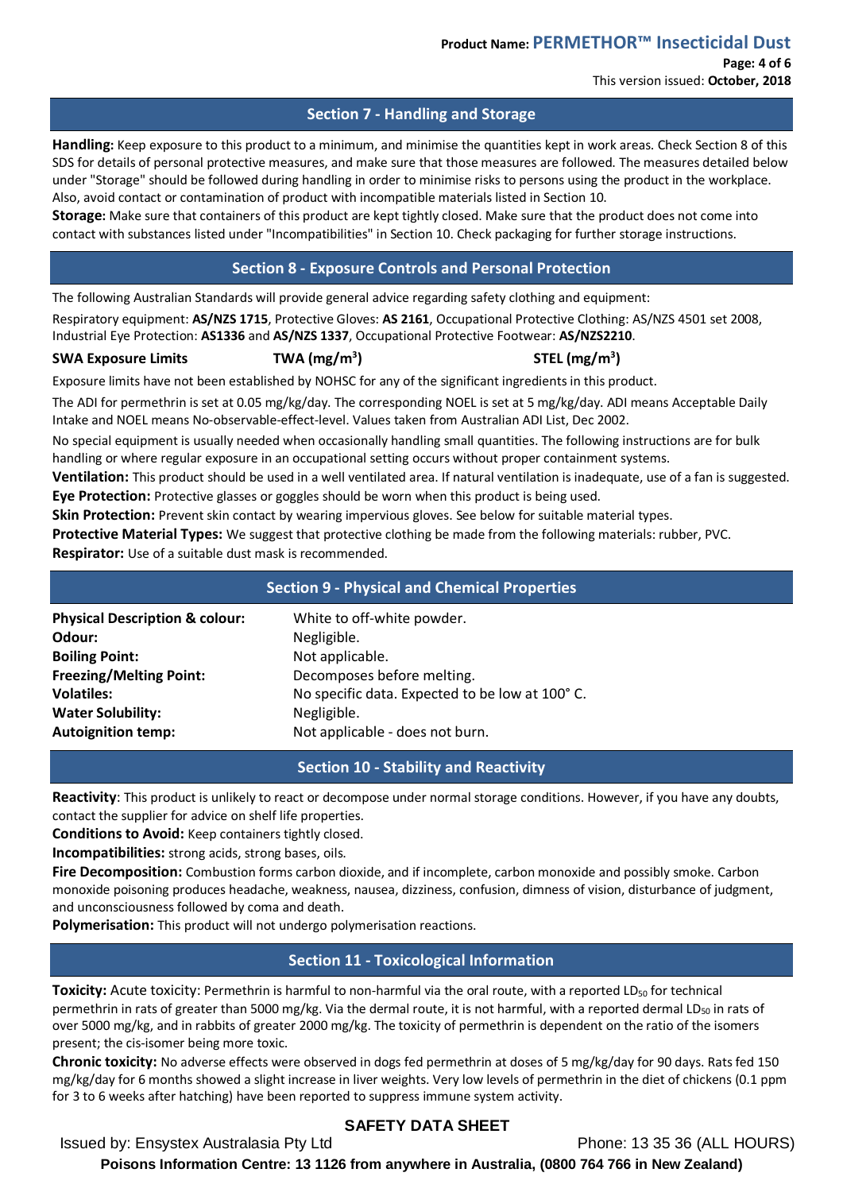## Section 7 - Handling and Storage

**Handling:** Keep exposure to this product to a minimum, and minimise the quantities kept in work areas. Check Section 8 of this SDS for details of personal protective measures, and make sure that those measures are followed. The measures detailed below under "Storage" should be followed during handling in order to minimise risks to persons using the product in the workplace. Also, avoid contact or contamination of product with incompatible materials listed in Section 10.

**Storage:** Make sure that containers of this product are kept tightly closed. Make sure that the product does not come into contact with substances listed under "Incompatibilities" in Section 10. Check packaging for further storage instructions.

## Section 8 - Exposure Controls and Personal Protection

The following Australian Standards will provide general advice regarding safety clothing and equipment:

Respiratory equipment: **AS/NZS 1715**, Protective Gloves: **AS 2161**, Occupational Protective Clothing: AS/NZS 4501 set 2008, Industrial Eye Protection: **AS1336** and **AS/NZS 1337**, Occupational Protective Footwear: **AS/NZS2210**.

| SWA Exposure Limits | TWA ($mg/m^3$) | STEL ($mg/m^3$) |
|---|---|---|

Exposure limits have not been established by NOHSC for any of the significant ingredients in this product.

The ADI for permethrin is set at 0.05 mg/kg/day. The corresponding NOEL is set at 5 mg/kg/day. ADI means Acceptable Daily Intake and NOEL means No-observable-effect-level. Values taken from Australian ADI List, Dec 2002.

No special equipment is usually needed when occasionally handling small quantities. The following instructions are for bulk handling or where regular exposure in an occupational setting occurs without proper containment systems.

**Ventilation:** This product should be used in a well ventilated area. If natural ventilation is inadequate, use of a fan is suggested.

**Eye Protection:** Protective glasses or goggles should be worn when this product is being used.

**Skin Protection:** Prevent skin contact by wearing impervious gloves. See below for suitable material types.

**Protective Material Types:** We suggest that protective clothing be made from the following materials: rubber, PVC.

**Respirator:** Use of a suitable dust mask is recommended.

## Section 9 - Physical and Chemical Properties

| | |
|---|---|
| **Physical Description & colour:** | White to off-white powder. |
| **Odour:** | Negligible. |
| **Boiling Point:** | Not applicable. |
| **Freezing/Melting Point:** | Decomposes before melting. |
| **Volatiles:** | No specific data. Expected to be low at 100° C. |
| **Water Solubility:** | Negligible. |
| **Autoignition temp:** | Not applicable - does not burn. |

## Section 10 - Stability and Reactivity

**Reactivity**: This product is unlikely to react or decompose under normal storage conditions. However, if you have any doubts, contact the supplier for advice on shelf life properties.

**Conditions to Avoid:** Keep containers tightly closed.

**Incompatibilities:** strong acids, strong bases, oils.

**Fire Decomposition:** Combustion forms carbon dioxide, and if incomplete, carbon monoxide and possibly smoke. Carbon monoxide poisoning produces headache, weakness, nausea, dizziness, confusion, dimness of vision, disturbance of judgment, and unconsciousness followed by coma and death.

**Polymerisation:** This product will not undergo polymerisation reactions.

## Section 11 - Toxicological Information

**Toxicity:** Acute toxicity: Permethrin is harmful to non-harmful via the oral route, with a reported $LD_{50}$ for technical permethrin in rats of greater than 5000 mg/kg. Via the dermal route, it is not harmful, with a reported dermal $LD_{50}$ in rats of over 5000 mg/kg, and in rabbits of greater 2000 mg/kg. The toxicity of permethrin is dependent on the ratio of the isomers present; the cis-isomer being more toxic.

**Chronic toxicity:** No adverse effects were observed in dogs fed permethrin at doses of 5 mg/kg/day for 90 days. Rats fed 150 mg/kg/day for 6 months showed a slight increase in liver weights. Very low levels of permethrin in the diet of chickens (0.1 ppm for 3 to 6 weeks after hatching) have been reported to suppress immune system activity.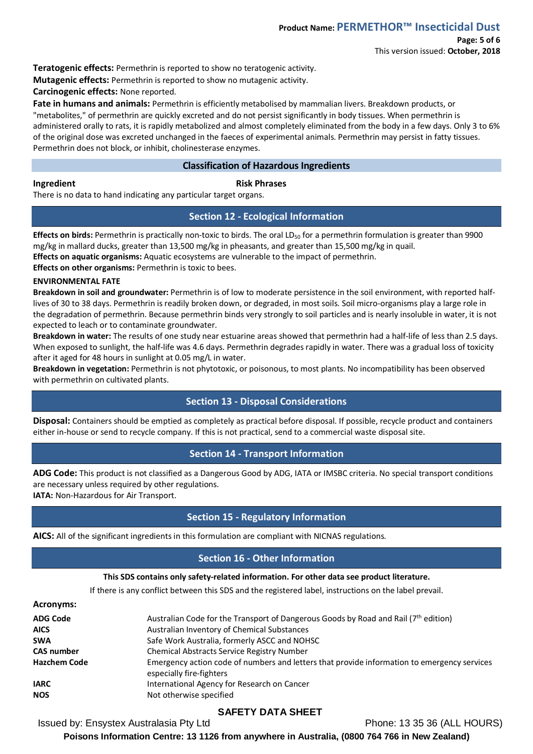**Teratogenic effects:** Permethrin is reported to show no teratogenic activity.

**Mutagenic effects:** Permethrin is reported to show no mutagenic activity.

**Carcinogenic effects:** None reported.

**Fate in humans and animals:** Permethrin is efficiently metabolised by mammalian livers. Breakdown products, or "metabolites," of permethrin are quickly excreted and do not persist significantly in body tissues. When permethrin is administered orally to rats, it is rapidly metabolized and almost completely eliminated from the body in a few days. Only 3 to 6% of the original dose was excreted unchanged in the faeces of experimental animals. Permethrin may persist in fatty tissues. Permethrin does not block, or inhibit, cholinesterase enzymes.

### Classification of Hazardous Ingredients

| Ingredient | Risk Phrases |
|---|---|

There is no data to hand indicating any particular target organs.

## Section 12 - Ecological Information

**Effects on birds:** Permethrin is practically non-toxic to birds. The oral $LD_{50}$ for a permethrin formulation is greater than 9900 mg/kg in mallard ducks, greater than 13,500 mg/kg in pheasants, and greater than 15,500 mg/kg in quail.

**Effects on aquatic organisms:** Aquatic ecosystems are vulnerable to the impact of permethrin.

**Effects on other organisms:** Permethrin is toxic to bees.

**ENVIRONMENTAL FATE**

**Breakdown in soil and groundwater:** Permethrin is of low to moderate persistence in the soil environment, with reported half-lives of 30 to 38 days. Permethrin is readily broken down, or degraded, in most soils. Soil micro-organisms play a large role in the degradation of permethrin. Because permethrin binds very strongly to soil particles and is nearly insoluble in water, it is not expected to leach or to contaminate groundwater.

**Breakdown in water:** The results of one study near estuarine areas showed that permethrin had a half-life of less than 2.5 days. When exposed to sunlight, the half-life was 4.6 days. Permethrin degrades rapidly in water. There was a gradual loss of toxicity after it aged for 48 hours in sunlight at 0.05 mg/L in water.

**Breakdown in vegetation:** Permethrin is not phytotoxic, or poisonous, to most plants. No incompatibility has been observed with permethrin on cultivated plants.

## Section 13 - Disposal Considerations

**Disposal:** Containers should be emptied as completely as practical before disposal. If possible, recycle product and containers either in-house or send to recycle company. If this is not practical, send to a commercial waste disposal site.

## Section 14 - Transport Information

**ADG Code:** This product is not classified as a Dangerous Good by ADG, IATA or IMSBC criteria. No special transport conditions are necessary unless required by other regulations.

**IATA:** Non-Hazardous for Air Transport.

## Section 15 - Regulatory Information

**AICS:** All of the significant ingredients in this formulation are compliant with NICNAS regulations.

## Section 16 - Other Information

**This SDS contains only safety-related information. For other data see product literature.**

If there is any conflict between this SDS and the registered label, instructions on the label prevail.

**Acronyms:**

| | |
|---|---|
| **ADG Code** | Australian Code for the Transport of Dangerous Goods by Road and Rail (7th edition) |
| **AICS** | Australian Inventory of Chemical Substances |
| **SWA** | Safe Work Australia, formerly ASCC and NOHSC |
| **CAS number** | Chemical Abstracts Service Registry Number |
| **Hazchem Code** | Emergency action code of numbers and letters that provide information to emergency services especially fire-fighters |
| **IARC** | International Agency for Research on Cancer |
| **NOS** | Not otherwise specified |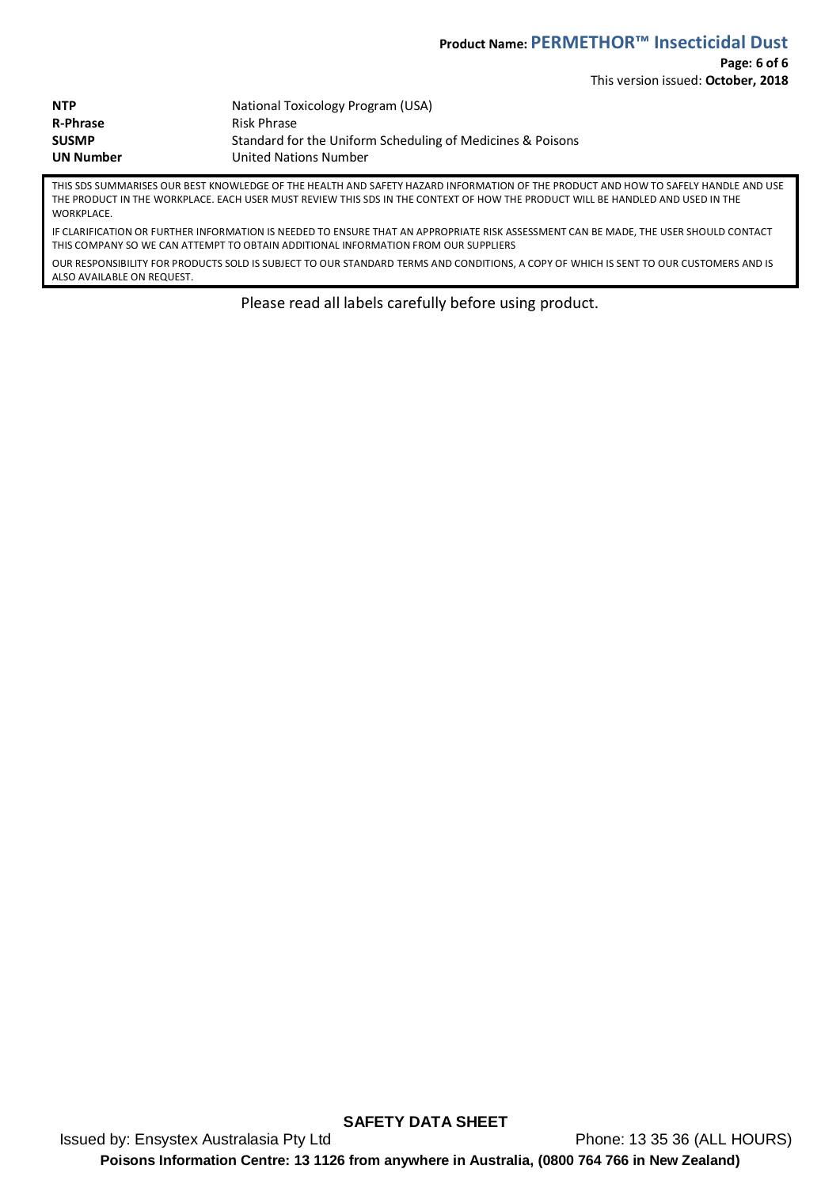| | |
|---|---|
| **NTP** | National Toxicology Program (USA) |
| **R-Phrase** | Risk Phrase |
| **SUSMP** | Standard for the Uniform Scheduling of Medicines & Poisons |
| **UN Number** | United Nations Number |

THIS SDS SUMMARISES OUR BEST KNOWLEDGE OF THE HEALTH AND SAFETY HAZARD INFORMATION OF THE PRODUCT AND HOW TO SAFELY HANDLE AND USE THE PRODUCT IN THE WORKPLACE. EACH USER MUST REVIEW THIS SDS IN THE CONTEXT OF HOW THE PRODUCT WILL BE HANDLED AND USED IN THE WORKPLACE.

IF CLARIFICATION OR FURTHER INFORMATION IS NEEDED TO ENSURE THAT AN APPROPRIATE RISK ASSESSMENT CAN BE MADE, THE USER SHOULD CONTACT THIS COMPANY SO WE CAN ATTEMPT TO OBTAIN ADDITIONAL INFORMATION FROM OUR SUPPLIERS

OUR RESPONSIBILITY FOR PRODUCTS SOLD IS SUBJECT TO OUR STANDARD TERMS AND CONDITIONS, A COPY OF WHICH IS SENT TO OUR CUSTOMERS AND IS ALSO AVAILABLE ON REQUEST.

Please read all labels carefully before using product.